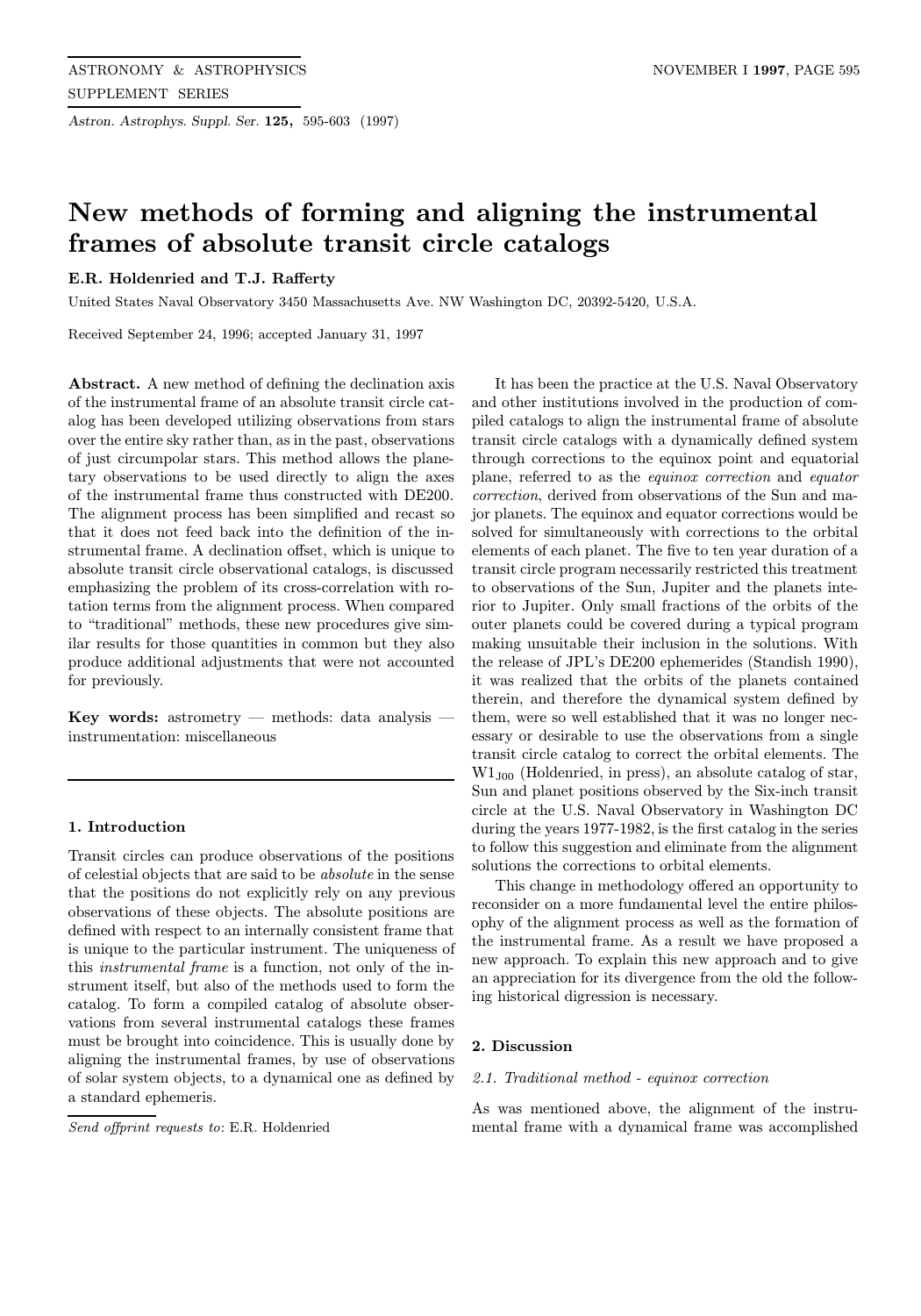# New methods of forming and aligning the instrumental frames of absolute transit circle catalogs

**E.R. Holdenried and T.J. Rafferty**

United States Naval Observatory 3450 Massachusetts Ave. NW Washington DC, 20392-5420, U.S.A.

Received September 24, 1996; accepted January 31, 1997

**Abstract.** A new method of defining the declination axis of the instrumental frame of an absolute transit circle catalog has been developed utilizing observations from stars over the entire sky rather than, as in the past, observations of just circumpolar stars. This method allows the planetary observations to be used directly to align the axes of the instrumental frame thus constructed with DE200. The alignment process has been simplified and recast so that it does not feed back into the definition of the instrumental frame. A declination offset, which is unique to absolute transit circle observational catalogs, is discussed emphasizing the problem of its cross-correlation with rotation terms from the alignment process. When compared to "traditional" methods, these new procedures give similar results for those quantities in common but they also produce additional adjustments that were not accounted for previously.

**Key words:** astrometry — methods: data analysis — instrumentation: miscellaneous

## 1. Introduction

Transit circles can produce observations of the positions of celestial objects that are said to be *absolute* in the sense that the positions do not explicitly rely on any previous observations of these objects. The absolute positions are defined with respect to an internally consistent frame that is unique to the particular instrument. The uniqueness of this *instrumental frame* is a function, not only of the instrument itself, but also of the methods used to form the catalog. To form a compiled catalog of absolute observations from several instrumental catalogs these frames must be brought into coincidence. This is usually done by aligning the instrumental frames, by use of observations of solar system objects, to a dynamical one as defined by a standard ephemeris.

*Send offprint requests to*: E.R. Holdenried

It has been the practice at the U.S. Naval Observatory and other institutions involved in the production of compiled catalogs to align the instrumental frame of absolute transit circle catalogs with a dynamically defined system through corrections to the equinox point and equatorial plane, referred to as the *equinox correction* and *equator correction*, derived from observations of the Sun and major planets. The equinox and equator corrections would be solved for simultaneously with corrections to the orbital elements of each planet. The five to ten year duration of a transit circle program necessarily restricted this treatment to observations of the Sun, Jupiter and the planets interior to Jupiter. Only small fractions of the orbits of the outer planets could be covered during a typical program making unsuitable their inclusion in the solutions. With the release of JPL's DE200 ephemerides (Standish 1990), it was realized that the orbits of the planets contained therein, and therefore the dynamical system defined by them, were so well established that it was no longer necessary or desirable to use the observations from a single transit circle catalog to correct the orbital elements. The $W1_{J00}$ (Holdenried, in press), an absolute catalog of star, Sun and planet positions observed by the Six-inch transit circle at the U.S. Naval Observatory in Washington DC during the years 1977-1982, is the first catalog in the series to follow this suggestion and eliminate from the alignment solutions the corrections to orbital elements.

This change in methodology offered an opportunity to reconsider on a more fundamental level the entire philosophy of the alignment process as well as the formation of the instrumental frame. As a result we have proposed a new approach. To explain this new approach and to give an appreciation for its divergence from the old the following historical digression is necessary.

## 2. Discussion

### 2.1. Traditional method - equinox correction

As was mentioned above, the alignment of the instrumental frame with a dynamical frame was accomplished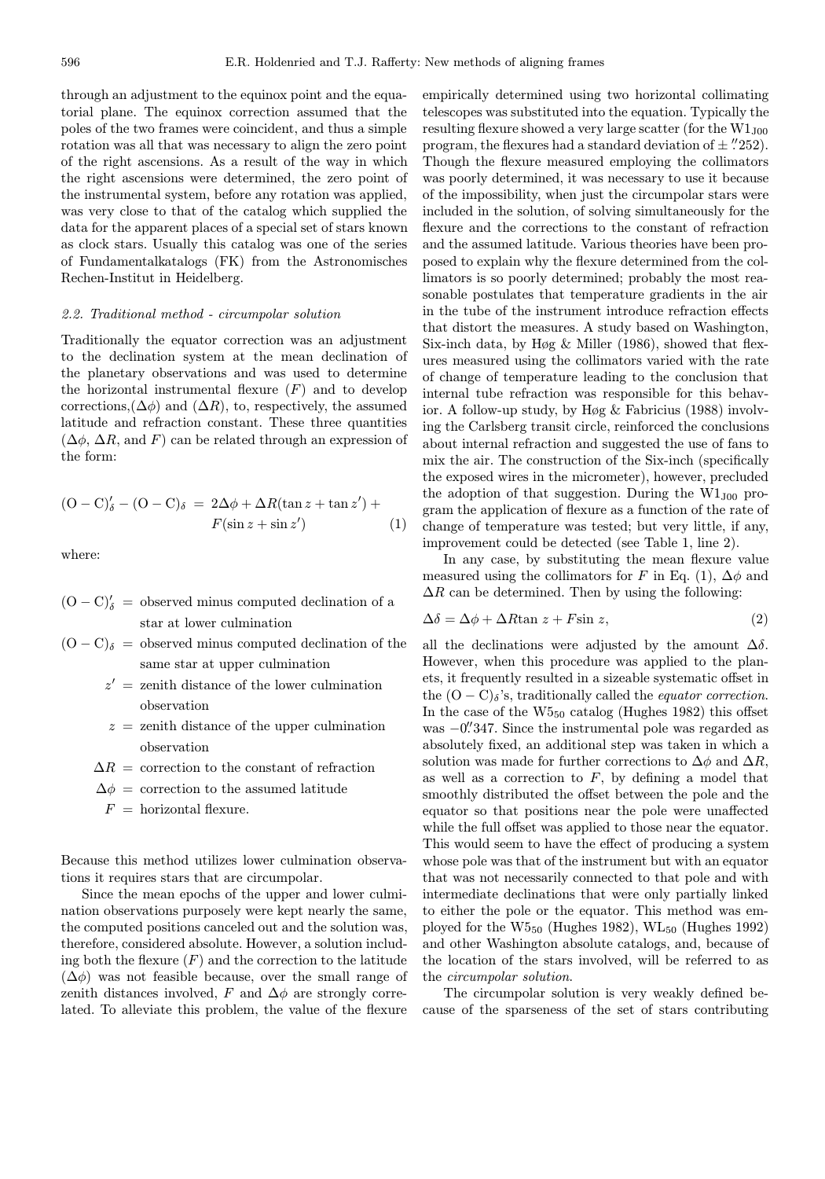through an adjustment to the equinox point and the equatorial plane. The equinox correction assumed that the poles of the two frames were coincident, and thus a simple rotation was all that was necessary to align the zero point of the right ascensions. As a result of the way in which the right ascensions were determined, the zero point of the instrumental system, before any rotation was applied, was very close to that of the catalog which supplied the data for the apparent places of a special set of stars known as clock stars. Usually this catalog was one of the series of Fundamentalkatalogs (FK) from the Astronomisches Rechen-Institut in Heidelberg.

### 2.2. Traditional method - circumpolar solution

Traditionally the equator correction was an adjustment to the declination system at the mean declination of the planetary observations and was used to determine the horizontal instrumental flexure ($F$) and to develop corrections,($\Delta\phi$) and ($\Delta R$), to, respectively, the assumed latitude and refraction constant. These three quantities ($\Delta\phi$, $\Delta R$, and $F$) can be related through an expression of the form:

$$(\mathrm{O}-\mathrm{C})'_\delta - (\mathrm{O}-\mathrm{C})_\delta \;=\; 2\Delta\phi + \Delta R(\tan z + \tan z') + F(\sin z + \sin z') \tag{1}$$

where:

$(\mathrm{O}-\mathrm{C})'_\delta$ = observed minus computed declination of a star at lower culmination

$(\mathrm{O}-\mathrm{C})_\delta$ = observed minus computed declination of the same star at upper culmination

$z'$ = zenith distance of the lower culmination observation

$z$ = zenith distance of the upper culmination observation

$\Delta R$ = correction to the constant of refraction

$\Delta\phi$ = correction to the assumed latitude

$F$ = horizontal flexure.

Because this method utilizes lower culmination observations it requires stars that are circumpolar.

Since the mean epochs of the upper and lower culmination observations purposely were kept nearly the same, the computed positions canceled out and the solution was, therefore, considered absolute. However, a solution including both the flexure ($F$) and the correction to the latitude ($\Delta\phi$) was not feasible because, over the small range of zenith distances involved, $F$ and $\Delta\phi$ are strongly correlated. To alleviate this problem, the value of the flexure empirically determined using two horizontal collimating telescopes was substituted into the equation. Typically the resulting flexure showed a very large scatter (for the $\mathrm{W1}_{\mathrm{J00}}$ program, the flexures had a standard deviation of $\pm\,0''.252$). Though the flexure measured employing the collimators was poorly determined, it was necessary to use it because of the impossibility, when just the circumpolar stars were included in the solution, of solving simultaneously for the flexure and the corrections to the constant of refraction and the assumed latitude. Various theories have been proposed to explain why the flexure determined from the collimators is so poorly determined; probably the most reasonable postulates that temperature gradients in the air in the tube of the instrument introduce refraction effects that distort the measures. A study based on Washington, Six-inch data, by Høg & Miller (1986), showed that flexures measured using the collimators varied with the rate of change of temperature leading to the conclusion that internal tube refraction was responsible for this behavior. A follow-up study, by Høg & Fabricius (1988) involving the Carlsberg transit circle, reinforced the conclusions about internal refraction and suggested the use of fans to mix the air. The construction of the Six-inch (specifically the exposed wires in the micrometer), however, precluded the adoption of that suggestion. During the $\mathrm{W1}_{\mathrm{J00}}$ program the application of flexure as a function of the rate of change of temperature was tested; but very little, if any, improvement could be detected (see Table 1, line 2).

In any case, by substituting the mean flexure value measured using the collimators for $F$ in Eq. (1), $\Delta\phi$ and $\Delta R$ can be determined. Then by using the following:

$$\Delta\delta = \Delta\phi + \Delta R \tan z + F \sin z, \tag{2}$$

all the declinations were adjusted by the amount $\Delta\delta$. However, when this procedure was applied to the planets, it frequently resulted in a sizeable systematic offset in the $(\mathrm{O}-\mathrm{C})_\delta$'s, traditionally called the *equator correction*. In the case of the $\mathrm{W5}_{50}$ catalog (Hughes 1982) this offset was $-0''.347$. Since the instrumental pole was regarded as absolutely fixed, an additional step was taken in which a solution was made for further corrections to $\Delta\phi$ and $\Delta R$, as well as a correction to $F$, by defining a model that smoothly distributed the offset between the pole and the equator so that positions near the pole were unaffected while the full offset was applied to those near the equator. This would seem to have the effect of producing a system whose pole was that of the instrument but with an equator that was not necessarily connected to that pole and with intermediate declinations that were only partially linked to either the pole or the equator. This method was employed for the $\mathrm{W5}_{50}$ (Hughes 1982), $\mathrm{WL}_{50}$ (Hughes 1992) and other Washington absolute catalogs, and, because of the location of the stars involved, will be referred to as the *circumpolar solution*.

The circumpolar solution is very weakly defined because of the sparseness of the set of stars contributing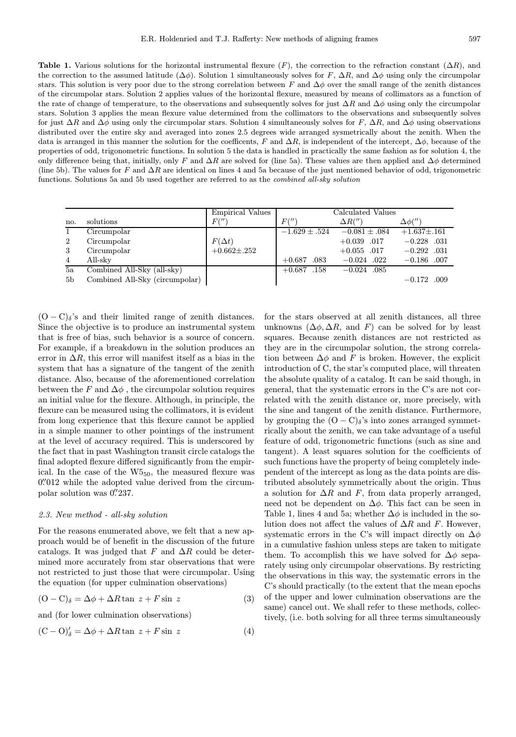**Table 1.** Various solutions for the horizontal instrumental flexure ($F$), the correction to the refraction constant ($\Delta R$), and the correction to the assumed latitude ($\Delta\phi$). Solution 1 simultaneously solves for $F$, $\Delta R$, and $\Delta\phi$ using only the circumpolar stars. This solution is very poor due to the strong correlation between $F$ and $\Delta\phi$ over the small range of the zenith distances of the circumpolar stars. Solution 2 applies values of the horizontal flexure, measured by means of collimators as a function of the rate of change of temperature, to the observations and subsequently solves for just $\Delta R$ and $\Delta\phi$ using only the circumpolar stars. Solution 3 applies the mean flexure value determined from the collimators to the observations and subsequently solves for just $\Delta R$ and $\Delta\phi$ using only the circumpolar stars. Solution 4 simultaneously solves for $F$, $\Delta R$, and $\Delta\phi$ using observations distributed over the entire sky and averaged into zones 2.5 degrees wide arranged sysmetrically about the zenith. When the data is arranged in this manner the solution for the coefficents, $F$ and $\Delta R$, is independent of the intercept, $\Delta\phi$, because of the properties of odd, trigonometric functions. In solution 5 the data is handled in practically the same fashion as for solution 4, the only difference being that, initially, only $F$ and $\Delta R$ are solved for (line 5a). These values are then applied and $\Delta\phi$ determined (line 5b). The values for $F$ and $\Delta R$ are identical on lines 4 and 5a because of the just mentioned behavior of odd, trigonometric functions. Solutions 5a and 5b used together are referred to as the *combined all-sky solution*

| | | Empirical Values | Calculated Values | | |
|---|---|---|---|---|---|
| no. | solutions | $F('')$ | $F('')$ | $\Delta R('')$ | $\Delta\phi('')$ |
| 1 | Circumpolar | | $-1.629 \pm .524$ | $-0.081 \pm .084$ | $+1.637 \pm .161$ |
| 2 | Circumpolar | $F(\Delta t)$ | | $+0.039$ .017 | $-0.228$ .031 |
| 3 | Circumpolar | $+0.662 \pm .252$ | | $+0.055$ .017 | $-0.292$ .031 |
| 4 | All-sky | | $+0.687$ .083 | $-0.024$ .022 | $-0.186$ .007 |
| 5a | Combined All-Sky (all-sky) | | $+0.687$ .158 | $-0.024$ .085 | |
| 5b | Combined All-Sky (circumpolar) | | | | $-0.172$ .009 |

$(\mathrm{O-C})_\delta$'s and their limited range of zenith distances. Since the objective is to produce an instrumental system that is free of bias, such behavior is a source of concern. For example, if a breakdown in the solution produces an error in $\Delta R$, this error will manifest itself as a bias in the system that has a signature of the tangent of the zenith distance. Also, because of the aforementioned correlation between the $F$ and $\Delta\phi$ , the circumpolar solution requires an initial value for the flexure. Although, in principle, the flexure can be measured using the collimators, it is evident from long experience that this flexure cannot be applied in a simple manner to other pointings of the instrument at the level of accuracy required. This is underscored by the fact that in past Washington transit circle catalogs the final adopted flexure differed significantly from the empirical. In the case of the $W5_{50}$, the measured flexure was $0\farcs012$ while the adopted value derived from the circumpolar solution was $0\farcs237$.

### 2.3. New method - all-sky solution

For the reasons enumerated above, we felt that a new approach would be of benefit in the discussion of the future catalogs. It was judged that $F$ and $\Delta R$ could be determined more accurately from star observations that were not restricted to just those that were circumpolar. Using the equation (for upper culmination observations)

$$(\mathrm{O-C})_\delta = \Delta\phi + \Delta R \tan\, z + F \sin\, z \tag{3}$$

and (for lower culmination observations)

$$(\mathrm{C-O})'_\delta = \Delta\phi + \Delta R \tan\, z + F \sin\, z \tag{4}$$

for the stars observed at all zenith distances, all three unknowns ($\Delta\phi, \Delta R$, and $F$) can be solved for by least squares. Because zenith distances are not restricted as they are in the circumpolar solution, the strong correlation between $\Delta\phi$ and $F$ is broken. However, the explicit introduction of C, the star's computed place, will threaten the absolute quality of a catalog. It can be said though, in general, that the systematic errors in the C's are not correlated with the zenith distance or, more precisely, with the sine and tangent of the zenith distance. Furthermore, by grouping the $(\mathrm{O-C})_\delta$'s into zones arranged symmetrically about the zenith, we can take advantage of a useful feature of odd, trigonometric functions (such as sine and tangent). A least squares solution for the coefficients of such functions have the property of being completely independent of the intercept as long as the data points are distributed absolutely symmetrically about the origin. Thus a solution for $\Delta R$ and $F$, from data properly arranged, need not be dependent on $\Delta\phi$. This fact can be seen in Table 1, lines 4 and 5a; whether $\Delta\phi$ is included in the solution does not affect the values of $\Delta R$ and $F$. However, systematic errors in the C's will impact directly on $\Delta\phi$ in a cumulative fashion unless steps are taken to mitigate them. To accomplish this we have solved for $\Delta\phi$ separately using only circumpolar observations. By restricting the observations in this way, the systematic errors in the C's should practically (to the extent that the mean epochs of the upper and lower culmination observations are the same) cancel out. We shall refer to these methods, collectively, (i.e. both solving for all three terms simultaneously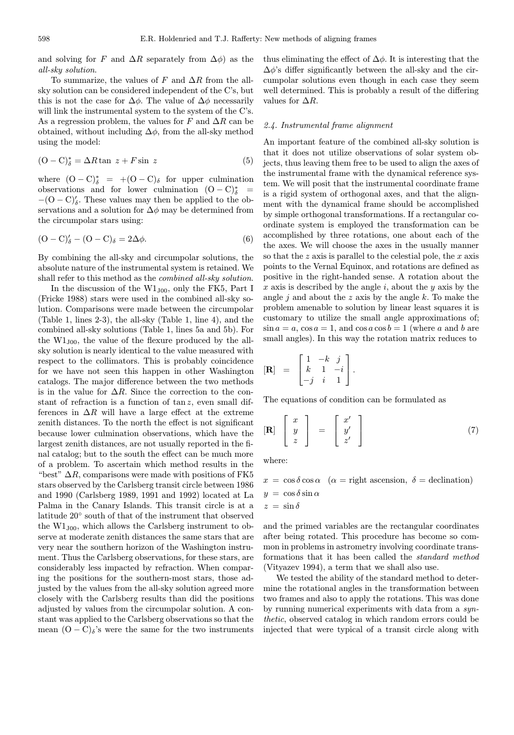and solving for $F$ and $\Delta R$ separately from $\Delta\phi$) as the *all-sky solution*.

To summarize, the values of $F$ and $\Delta R$ from the all-sky solution can be considered independent of the C's, but this is not the case for $\Delta\phi$. The value of $\Delta\phi$ necessarily will link the instrumental system to the system of the C's. As a regression problem, the values for $F$ and $\Delta R$ can be obtained, without including $\Delta\phi$, from the all-sky method using the model:

$$(\mathrm{O-C})^*_\delta = \Delta R \tan\, z + F \sin\, z \tag{5}$$

where $(\mathrm{O-C})^*_\delta = +(\mathrm{O-C})_\delta$ for upper culmination observations and for lower culmination $(\mathrm{O-C})^*_\delta = -(\mathrm{O-C})'_\delta$. These values may then be applied to the observations and a solution for $\Delta\phi$ may be determined from the circumpolar stars using:

$$(\mathrm{O-C})'_\delta - (\mathrm{O-C})_\delta = 2\Delta\phi. \tag{6}$$

By combining the all-sky and circumpolar solutions, the absolute nature of the instrumental system is retained. We shall refer to this method as the *combined all-sky solution*.

In the discussion of the $\mathrm{W1_{J00}}$, only the FK5, Part I (Fricke 1988) stars were used in the combined all-sky solution. Comparisons were made between the circumpolar (Table 1, lines 2-3), the all-sky (Table 1, line 4), and the combined all-sky solutions (Table 1, lines 5a and 5b). For the $\mathrm{W1_{J00}}$, the value of the flexure produced by the all-sky solution is nearly identical to the value measured with respect to the collimators. This is probably coincidence for we have not seen this happen in other Washington catalogs. The major difference between the two methods is in the value for $\Delta R$. Since the correction to the constant of refraction is a function of $\tan z$, even small differences in $\Delta R$ will have a large effect at the extreme zenith distances. To the north the effect is not significant because lower culmination observations, which have the largest zenith distances, are not usually reported in the final catalog; but to the south the effect can be much more of a problem. To ascertain which method results in the "best" $\Delta R$, comparisons were made with positions of FK5 stars observed by the Carlsberg transit circle between 1986 and 1990 (Carlsberg 1989, 1991 and 1992) located at La Palma in the Canary Islands. This transit circle is at a latitude 20° south of that of the instrument that observed the $\mathrm{W1_{J00}}$, which allows the Carlsberg instrument to observe at moderate zenith distances the same stars that are very near the southern horizon of the Washington instrument. Thus the Carlsberg observations, for these stars, are considerably less impacted by refraction. When comparing the positions for the southern-most stars, those adjusted by the values from the all-sky solution agreed more closely with the Carlsberg results than did the positions adjusted by values from the circumpolar solution. A constant was applied to the Carlsberg observations so that the mean $(\mathrm{O-C})_\delta$'s were the same for the two instruments thus eliminating the effect of $\Delta\phi$. It is interesting that the $\Delta\phi$'s differ significantly between the all-sky and the circumpolar solutions even though in each case they seem well determined. This is probably a result of the differing values for $\Delta R$.

### *2.4. Instrumental frame alignment*

An important feature of the combined all-sky solution is that it does not utilize observations of solar system objects, thus leaving them free to be used to align the axes of the instrumental frame with the dynamical reference system. We will posit that the instrumental coordinate frame is a rigid system of orthogonal axes, and that the alignment with the dynamical frame should be accomplished by simple orthogonal transformations. If a rectangular coordinate system is employed the transformation can be accomplished by three rotations, one about each of the the axes. We will choose the axes in the usually manner so that the $z$ axis is parallel to the celestial pole, the $x$ axis points to the Vernal Equinox, and rotations are defined as positive in the right-handed sense. A rotation about the $x$ axis is described by the angle $i$, about the $y$ axis by the angle $j$ and about the $z$ axis by the angle $k$. To make the problem amenable to solution by linear least squares it is customary to utilize the small angle approximations of; $\sin a = a$, $\cos a = 1$, and $\cos a \cos b = 1$ (where $a$ and $b$ are small angles). In this way the rotation matrix reduces to

$$[\mathbf{R}] = \begin{bmatrix} 1 & -k & j \\ k & 1 & -i \\ -j & i & 1 \end{bmatrix}.$$

The equations of condition can be formulated as

$$[\mathbf{R}] \begin{bmatrix} x \\ y \\ z \end{bmatrix} = \begin{bmatrix} x' \\ y' \\ z' \end{bmatrix} \tag{7}$$

where:

$$x = \cos\delta\cos\alpha \quad (\alpha = \text{right ascension},\ \delta = \text{declination})$$
$$y = \cos\delta\sin\alpha$$
$$z = \sin\delta$$

and the primed variables are the rectangular coordinates after being rotated. This procedure has become so common in problems in astrometry involving coordinate transformations that it has been called the *standard method* (Vityazev 1994), a term that we shall also use.

We tested the ability of the standard method to determine the rotational angles in the transformation between two frames and also to apply the rotations. This was done by running numerical experiments with data from a *synthetic*, observed catalog in which random errors could be injected that were typical of a transit circle along with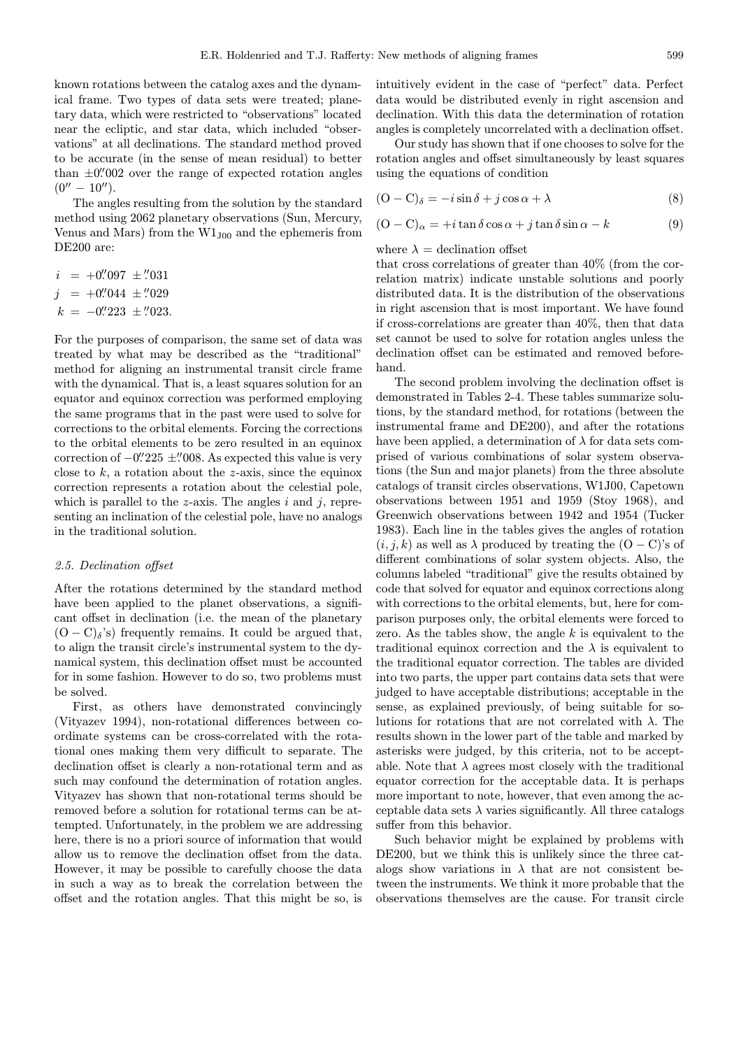known rotations between the catalog axes and the dynamical frame. Two types of data sets were treated; planetary data, which were restricted to "observations" located near the ecliptic, and star data, which included "observations" at all declinations. The standard method proved to be accurate (in the sense of mean residual) to better than $\pm 0\overset{''}{.}002$ over the range of expected rotation angles $(0'' - 10'')$.

The angles resulting from the solution by the standard method using 2062 planetary observations (Sun, Mercury, Venus and Mars) from the $W1_{J00}$ and the ephemeris from DE200 are:

$$
\begin{aligned}
i &= +0\overset{''}{.}097 \ \pm\overset{''}{.}031 \\
j &= +0\overset{''}{.}044 \ \pm\overset{''}{.}029 \\
k &= -0\overset{''}{.}223 \ \pm\overset{''}{.}023.
\end{aligned}
$$

For the purposes of comparison, the same set of data was treated by what may be described as the "traditional" method for aligning an instrumental transit circle frame with the dynamical. That is, a least squares solution for an equator and equinox correction was performed employing the same programs that in the past were used to solve for corrections to the orbital elements. Forcing the corrections to the orbital elements to be zero resulted in an equinox correction of $-0\overset{''}{.}225 \pm\overset{''}{.}008$. As expected this value is very close to $k$, a rotation about the $z$-axis, since the equinox correction represents a rotation about the celestial pole, which is parallel to the $z$-axis. The angles $i$ and $j$, representing an inclination of the celestial pole, have no analogs in the traditional solution.

### *2.5. Declination offset*

After the rotations determined by the standard method have been applied to the planet observations, a significant offset in declination (i.e. the mean of the planetary $(\mathrm{O}-\mathrm{C})_\delta$'s) frequently remains. It could be argued that, to align the transit circle's instrumental system to the dynamical system, this declination offset must be accounted for in some fashion. However to do so, two problems must be solved.

First, as others have demonstrated convincingly (Vityazev 1994), non-rotational differences between coordinate systems can be cross-correlated with the rotational ones making them very difficult to separate. The declination offset is clearly a non-rotational term and as such may confound the determination of rotation angles. Vityazev has shown that non-rotational terms should be removed before a solution for rotational terms can be attempted. Unfortunately, in the problem we are addressing here, there is no a priori source of information that would allow us to remove the declination offset from the data. However, it may be possible to carefully choose the data in such a way as to break the correlation between the offset and the rotation angles. That this might be so, is intuitively evident in the case of "perfect" data. Perfect data would be distributed evenly in right ascension and declination. With this data the determination of rotation angles is completely uncorrelated with a declination offset.

Our study has shown that if one chooses to solve for the rotation angles and offset simultaneously by least squares using the equations of condition

$$
(\mathrm{O}-\mathrm{C})_\delta = -i \sin\delta + j \cos\alpha + \lambda \tag{8}
$$

$$
(\mathrm{O}-\mathrm{C})_\alpha = +i \tan\delta \cos\alpha + j \tan\delta \sin\alpha - k \tag{9}
$$

where $\lambda$ = declination offset

that cross correlations of greater than 40% (from the correlation matrix) indicate unstable solutions and poorly distributed data. It is the distribution of the observations in right ascension that is most important. We have found if cross-correlations are greater than 40%, then that data set cannot be used to solve for rotation angles unless the declination offset can be estimated and removed beforehand.

The second problem involving the declination offset is demonstrated in Tables 2-4. These tables summarize solutions, by the standard method, for rotations (between the instrumental frame and DE200), and after the rotations have been applied, a determination of $\lambda$ for data sets comprised of various combinations of solar system observations (the Sun and major planets) from the three absolute catalogs of transit circles observations, W1J00, Capetown observations between 1951 and 1959 (Stoy 1968), and Greenwich observations between 1942 and 1954 (Tucker 1983). Each line in the tables gives the angles of rotation $(i, j, k)$ as well as $\lambda$ produced by treating the (O − C)'s of different combinations of solar system objects. Also, the columns labeled "traditional" give the results obtained by code that solved for equator and equinox corrections along with corrections to the orbital elements, but, here for comparison purposes only, the orbital elements were forced to zero. As the tables show, the angle $k$ is equivalent to the traditional equinox correction and the $\lambda$ is equivalent to the traditional equator correction. The tables are divided into two parts, the upper part contains data sets that were judged to have acceptable distributions; acceptable in the sense, as explained previously, of being suitable for solutions for rotations that are not correlated with $\lambda$. The results shown in the lower part of the table and marked by asterisks were judged, by this criteria, not to be acceptable. Note that $\lambda$ agrees most closely with the traditional equator correction for the acceptable data. It is perhaps more important to note, however, that even among the acceptable data sets $\lambda$ varies significantly. All three catalogs suffer from this behavior.

Such behavior might be explained by problems with DE200, but we think this is unlikely since the three catalogs show variations in $\lambda$ that are not consistent between the instruments. We think it more probable that the observations themselves are the cause. For transit circle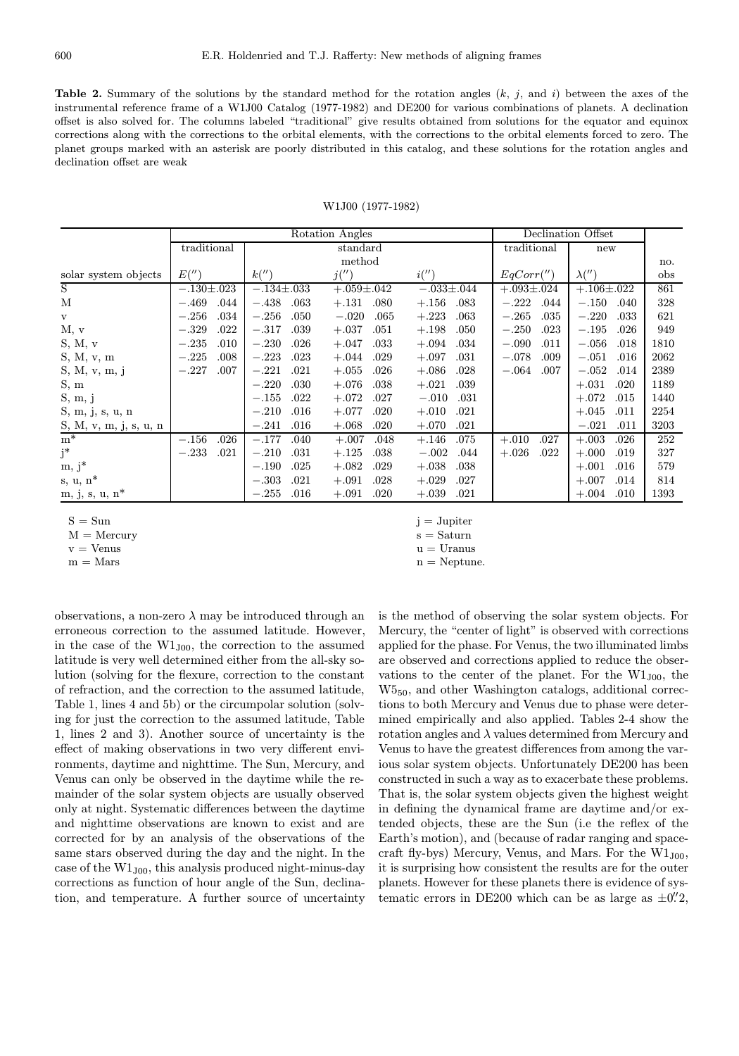**Table 2.** Summary of the solutions by the standard method for the rotation angles ($k$, $j$, and $i$) between the axes of the instrumental reference frame of a W1J00 Catalog (1977-1982) and DE200 for various combinations of planets. A declination offset is also solved for. The columns labeled "traditional" give results obtained from solutions for the equator and equinox corrections along with the corrections to the orbital elements, with the corrections to the orbital elements forced to zero. The planet groups marked with an asterisk are poorly distributed in this catalog, and these solutions for the rotation angles and declination offset are weak

W1J00 (1977-1982)

| | Rotation Angles | | | | | | | | Declination Offset | | | | |
|---|---|---|---|---|---|---|---|---|---|---|---|---|---|
| | traditional | | standard method | | | | | | traditional | | new | | no. |
| solar system objects | $E('')$ | | $k('')$ | | $j('')$ | | $i('')$ | | $EqCorr('')$ | | $\lambda('')$ | | obs |
| S | −.130±.023 | | −.134±.033 | | +.059±.042 | | −.033±.044 | | +.093±.024 | | +.106±.022 | | 861 |
| M | −.469 | .044 | −.438 | .063 | +.131 | .080 | +.156 | .083 | −.222 | .044 | −.150 | .040 | 328 |
| v | −.256 | .034 | −.256 | .050 | −.020 | .065 | +.223 | .063 | −.265 | .035 | −.220 | .033 | 621 |
| M, v | −.329 | .022 | −.317 | .039 | +.037 | .051 | +.198 | .050 | −.250 | .023 | −.195 | .026 | 949 |
| S, M, v | −.235 | .010 | −.230 | .026 | +.047 | .033 | +.094 | .034 | −.090 | .011 | −.056 | .018 | 1810 |
| S, M, v, m | −.225 | .008 | −.223 | .023 | +.044 | .029 | +.097 | .031 | −.078 | .009 | −.051 | .016 | 2062 |
| S, M, v, m, j | −.227 | .007 | −.221 | .021 | +.055 | .026 | +.086 | .028 | −.064 | .007 | −.052 | .014 | 2389 |
| S, m | | | −.220 | .030 | +.076 | .038 | +.021 | .039 | | | +.031 | .020 | 1189 |
| S, m, j | | | −.155 | .022 | +.072 | .027 | −.010 | .031 | | | +.072 | .015 | 1440 |
| S, m, j, s, u, n | | | −.210 | .016 | +.077 | .020 | +.010 | .021 | | | +.045 | .011 | 2254 |
| S, M, v, m, j, s, u, n | | | −.241 | .016 | +.068 | .020 | +.070 | .021 | | | −.021 | .011 | 3203 |
| m* | −.156 | .026 | −.177 | .040 | +.007 | .048 | +.146 | .075 | +.010 | .027 | +.003 | .026 | 252 |
| j* | −.233 | .021 | −.210 | .031 | +.125 | .038 | −.002 | .044 | +.026 | .022 | +.000 | .019 | 327 |
| m, j* | | | −.190 | .025 | +.082 | .029 | +.038 | .038 | | | +.001 | .016 | 579 |
| s, u, n* | | | −.303 | .021 | +.091 | .028 | +.029 | .027 | | | +.007 | .014 | 814 |
| m, j, s, u, n* | | | −.255 | .016 | +.091 | .020 | +.039 | .021 | | | +.004 | .010 | 1393 |

S = Sun
M = Mercury
v = Venus
m = Mars
j = Jupiter
s = Saturn
u = Uranus
n = Neptune.

observations, a non-zero $\lambda$ may be introduced through an erroneous correction to the assumed latitude. However, in the case of the $W1_{J00}$, the correction to the assumed latitude is very well determined either from the all-sky solution (solving for the flexure, correction to the constant of refraction, and the correction to the assumed latitude, Table 1, lines 4 and 5b) or the circumpolar solution (solving for just the correction to the assumed latitude, Table 1, lines 2 and 3). Another source of uncertainty is the effect of making observations in two very different environments, daytime and nighttime. The Sun, Mercury, and Venus can only be observed in the daytime while the remainder of the solar system objects are usually observed only at night. Systematic differences between the daytime and nighttime observations are known to exist and are corrected for by an analysis of the observations of the same stars observed during the day and the night. In the case of the $W1_{J00}$, this analysis produced night-minus-day corrections as function of hour angle of the Sun, declination, and temperature. A further source of uncertainty is the method of observing the solar system objects. For Mercury, the "center of light" is observed with corrections applied for the phase. For Venus, the two illuminated limbs are observed and corrections applied to reduce the observations to the center of the planet. For the $W1_{J00}$, the $W5_{50}$, and other Washington catalogs, additional corrections to both Mercury and Venus due to phase were determined empirically and also applied. Tables 2-4 show the rotation angles and $\lambda$ values determined from Mercury and Venus to have the greatest differences from among the various solar system objects. Unfortunately DE200 has been constructed in such a way as to exacerbate these problems. That is, the solar system objects given the highest weight in defining the dynamical frame are daytime and/or extended objects, these are the Sun (i.e the reflex of the Earth's motion), and (because of radar ranging and spacecraft fly-bys) Mercury, Venus, and Mars. For the $W1_{J00}$, it is surprising how consistent the results are for the outer planets. However for these planets there is evidence of systematic errors in DE200 which can be as large as $\pm 0\overset{''}{.}2$,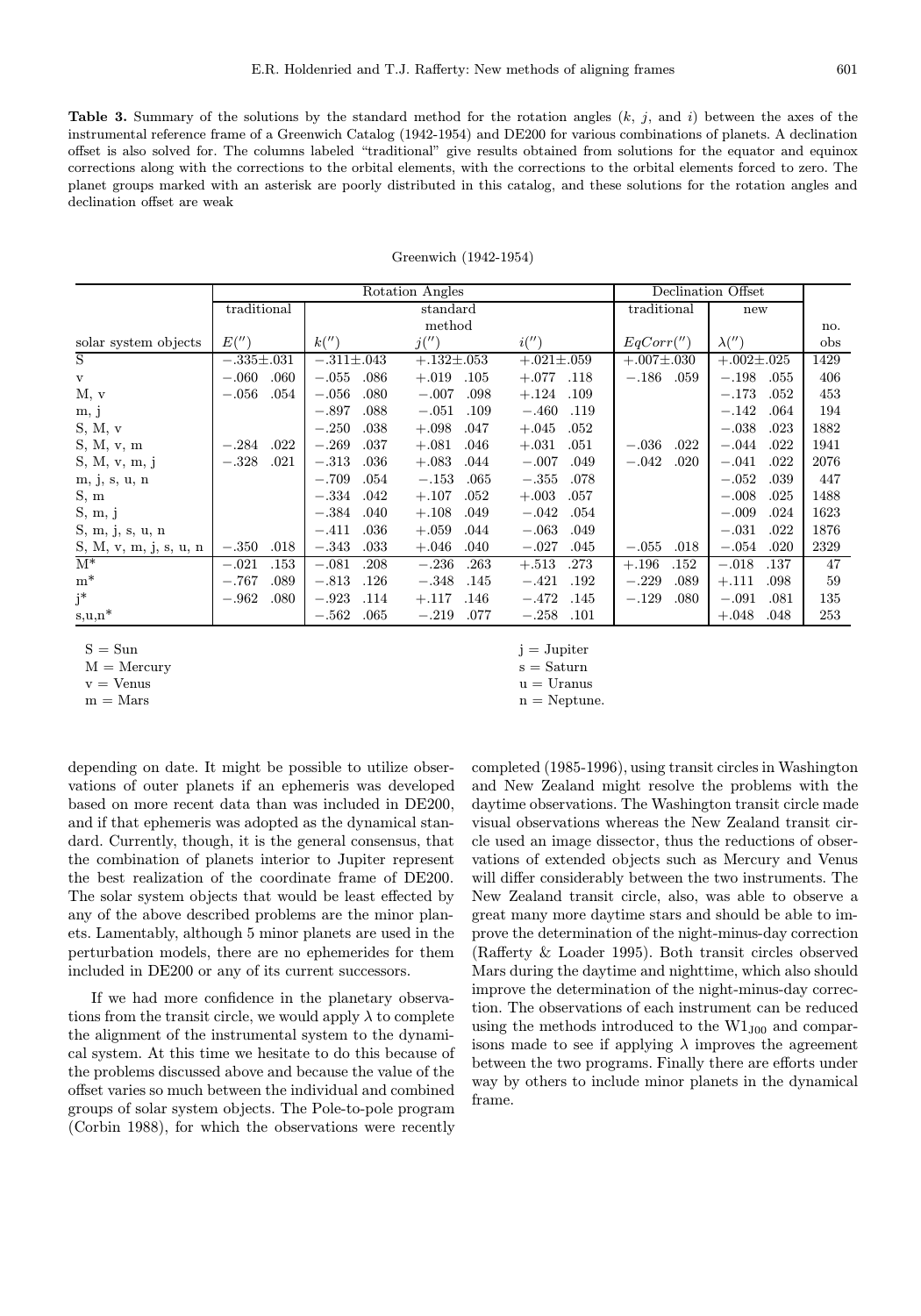**Table 3.** Summary of the solutions by the standard method for the rotation angles ($k$, $j$, and $i$) between the axes of the instrumental reference frame of a Greenwich Catalog (1942-1954) and DE200 for various combinations of planets. A declination offset is also solved for. The columns labeled "traditional" give results obtained from solutions for the equator and equinox corrections along with the corrections to the orbital elements, with the corrections to the orbital elements forced to zero. The planet groups marked with an asterisk are poorly distributed in this catalog, and these solutions for the rotation angles and declination offset are weak

Greenwich (1942-1954)

| | Rotation Angles | | | | | | | | Declination Offset | | | | |
|---|---|---|---|---|---|---|---|---|---|---|---|---|---|
| | traditional | | standard method | | | | | | traditional | | new | | no. |
| solar system objects | $E('')$ | | $k('')$ | | $j('')$ | | $i('')$ | | $EqCorr('')$ | | $\lambda('')$ | | obs |
| S | −.335± | .031 | −.311± | .043 | +.132± | .053 | +.021± | .059 | +.007± | .030 | +.002± | .025 | 1429 |
| v | −.060 | .060 | −.055 | .086 | +.019 | .105 | +.077 | .118 | −.186 | .059 | −.198 | .055 | 406 |
| M, v | −.056 | .054 | −.056 | .080 | −.007 | .098 | +.124 | .109 | | | −.173 | .052 | 453 |
| m, j | | | −.897 | .088 | −.051 | .109 | −.460 | .119 | | | −.142 | .064 | 194 |
| S, M, v | | | −.250 | .038 | +.098 | .047 | +.045 | .052 | | | −.038 | .023 | 1882 |
| S, M, v, m | −.284 | .022 | −.269 | .037 | +.081 | .046 | +.031 | .051 | −.036 | .022 | −.044 | .022 | 1941 |
| S, M, v, m, j | −.328 | .021 | −.313 | .036 | +.083 | .044 | −.007 | .049 | −.042 | .020 | −.041 | .022 | 2076 |
| m, j, s, u, n | | | −.709 | .054 | −.153 | .065 | −.355 | .078 | | | −.052 | .039 | 447 |
| S, m | | | −.334 | .042 | +.107 | .052 | +.003 | .057 | | | −.008 | .025 | 1488 |
| S, m, j | | | −.384 | .040 | +.108 | .049 | −.042 | .054 | | | −.009 | .024 | 1623 |
| S, m, j, s, u, n | | | −.411 | .036 | +.059 | .044 | −.063 | .049 | | | −.031 | .022 | 1876 |
| S, M, v, m, j, s, u, n | −.350 | .018 | −.343 | .033 | +.046 | .040 | −.027 | .045 | −.055 | .018 | −.054 | .020 | 2329 |
| M* | −.021 | .153 | −.081 | .208 | −.236 | .263 | +.513 | .273 | +.196 | .152 | −.018 | .137 | 47 |
| m* | −.767 | .089 | −.813 | .126 | −.348 | .145 | −.421 | .192 | −.229 | .089 | +.111 | .098 | 59 |
| j* | −.962 | .080 | −.923 | .114 | +.117 | .146 | −.472 | .145 | −.129 | .080 | −.091 | .081 | 135 |
| s,u,n* | | | −.562 | .065 | −.219 | .077 | −.258 | .101 | | | +.048 | .048 | 253 |

S = Sun
M = Mercury
v = Venus
m = Mars
j = Jupiter
s = Saturn
u = Uranus
n = Neptune.

depending on date. It might be possible to utilize observations of outer planets if an ephemeris was developed based on more recent data than was included in DE200, and if that ephemeris was adopted as the dynamical standard. Currently, though, it is the general consensus, that the combination of planets interior to Jupiter represent the best realization of the coordinate frame of DE200. The solar system objects that would be least effected by any of the above described problems are the minor planets. Lamentably, although 5 minor planets are used in the perturbation models, there are no ephemerides for them included in DE200 or any of its current successors.

If we had more confidence in the planetary observations from the transit circle, we would apply $\lambda$ to complete the alignment of the instrumental system to the dynamical system. At this time we hesitate to do this because of the problems discussed above and because the value of the offset varies so much between the individual and combined groups of solar system objects. The Pole-to-pole program (Corbin 1988), for which the observations were recently completed (1985-1996), using transit circles in Washington and New Zealand might resolve the problems with the daytime observations. The Washington transit circle made visual observations whereas the New Zealand transit circle used an image dissector, thus the reductions of observations of extended objects such as Mercury and Venus will differ considerably between the two instruments. The New Zealand transit circle, also, was able to observe a great many more daytime stars and should be able to improve the determination of the night-minus-day correction (Rafferty & Loader 1995). Both transit circles observed Mars during the daytime and nighttime, which also should improve the determination of the night-minus-day correction. The observations of each instrument can be reduced using the methods introduced to the $W1_{J00}$ and comparisons made to see if applying $\lambda$ improves the agreement between the two programs. Finally there are efforts under way by others to include minor planets in the dynamical frame.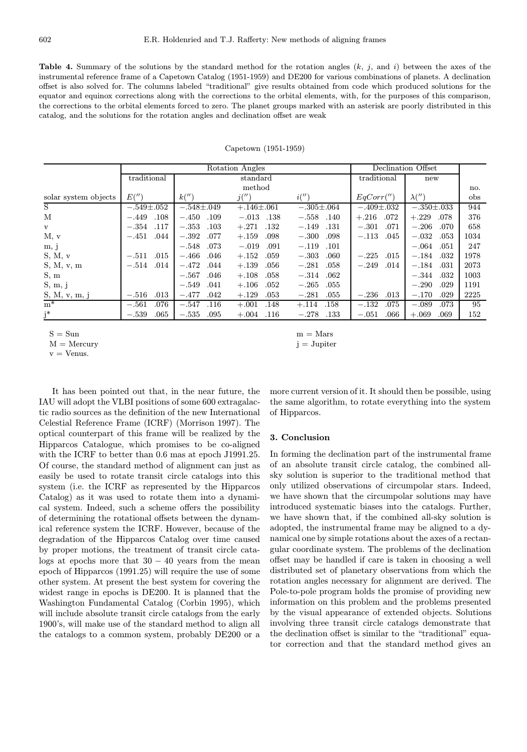**Table 4.** Summary of the solutions by the standard method for the rotation angles ($k$, $j$, and $i$) between the axes of the instrumental reference frame of a Capetown Catalog (1951-1959) and DE200 for various combinations of planets. A declination offset is also solved for. The columns labeled "traditional" give results obtained from code which produced solutions for the equator and equinox corrections along with the corrections to the orbital elements, with, for the purposes of this comparison, the corrections to the orbital elements forced to zero. The planet groups marked with an asterisk are poorly distributed in this catalog, and the solutions for the rotation angles and declination offset are weak

Capetown (1951-1959)

| | Rotation Angles | | | | | | | | | Declination Offset | | | | |
|---|---|---|---|---|---|---|---|---|---|---|---|---|---|---|
| | traditional | | standard method | | | | | | | traditional | | new | | no. |
| solar system objects | $E('')$ | | $k('')$ | | $j('')$ | | $i('')$ | | | $EqCorr('')$ | | $\lambda('')$ | | obs |
| S | −.549±.052 | | −.548±.049 | | +.146±.061 | | −.305±.064 | | | −.409±.032 | | −.350±.033 | | 944 |
| M | −.449 | .108 | −.450 | .109 | −.013 | .138 | −.558 | .140 | | +.216 | .072 | +.229 | .078 | 376 |
| v | −.354 | .117 | −.353 | .103 | +.271 | .132 | −.149 | .131 | | −.301 | .071 | −.206 | .070 | 658 |
| M, v | −.451 | .044 | −.392 | .077 | +.159 | .098 | −.300 | .098 | | −.113 | .045 | −.032 | .053 | 1034 |
| m, j | | | −.548 | .073 | −.019 | .091 | −.119 | .101 | | | | −.064 | .051 | 247 |
| S, M, v | −.511 | .015 | −.466 | .046 | +.152 | .059 | −.303 | .060 | | −.225 | .015 | −.184 | .032 | 1978 |
| S, M, v, m | −.514 | .014 | −.472 | .044 | +.139 | .056 | −.281 | .058 | | −.249 | .014 | −.184 | .031 | 2073 |
| S, m | | | −.567 | .046 | +.108 | .058 | −.314 | .062 | | | | −.344 | .032 | 1003 |
| S, m, j | | | −.549 | .041 | +.106 | .052 | −.265 | .055 | | | | −.290 | .029 | 1191 |
| S, M, v, m, j | −.516 | .013 | −.477 | .042 | +.129 | .053 | −.281 | .055 | | −.236 | .013 | −.170 | .029 | 2225 |
| m* | −.561 | .076 | −.547 | .116 | +.001 | .148 | +.114 | .158 | | −.132 | .075 | −.089 | .073 | 95 |
| j* | −.539 | .065 | −.535 | .095 | +.004 | .116 | −.278 | .133 | | −.051 | .066 | +.069 | .069 | 152 |

S = Sun
M = Mercury
v = Venus.
m = Mars
j = Jupiter

It has been pointed out that, in the near future, the IAU will adopt the VLBI positions of some 600 extragalactic radio sources as the definition of the new International Celestial Reference Frame (ICRF) (Morrison 1997). The optical counterpart of this frame will be realized by the Hipparcos Catalogue, which promises to be co-aligned with the ICRF to better than 0.6 mas at epoch J1991.25. Of course, the standard method of alignment can just as easily be used to rotate transit circle catalogs into this system (i.e. the ICRF as represented by the Hipparcos Catalog) as it was used to rotate them into a dynamical system. Indeed, such a scheme offers the possibility of determining the rotational offsets between the dynamical reference system the ICRF. However, because of the degradation of the Hipparcos Catalog over time caused by proper motions, the treatment of transit circle catalogs at epochs more that $30 - 40$ years from the mean epoch of Hipparcos (1991.25) will require the use of some other system. At present the best system for covering the widest range in epochs is DE200. It is planned that the Washington Fundamental Catalog (Corbin 1995), which will include absolute transit circle catalogs from the early 1900's, will make use of the standard method to align all the catalogs to a common system, probably DE200 or a more current version of it. It should then be possible, using the same algorithm, to rotate everything into the system of Hipparcos.

## 3. Conclusion

In forming the declination part of the instrumental frame of an absolute transit circle catalog, the combined all-sky solution is superior to the traditional method that only utilized observations of circumpolar stars. Indeed, we have shown that the circumpolar solutions may have introduced systematic biases into the catalogs. Further, we have shown that, if the combined all-sky solution is adopted, the instrumental frame may be aligned to a dynamical one by simple rotations about the axes of a rectangular coordinate system. The problems of the declination offset may be handled if care is taken in choosing a well distributed set of planetary observations from which the rotation angles necessary for alignment are derived. The Pole-to-pole program holds the promise of providing new information on this problem and the problems presented by the visual appearance of extended objects. Solutions involving three transit circle catalogs demonstrate that the declination offset is similar to the "traditional" equator correction and that the standard method gives an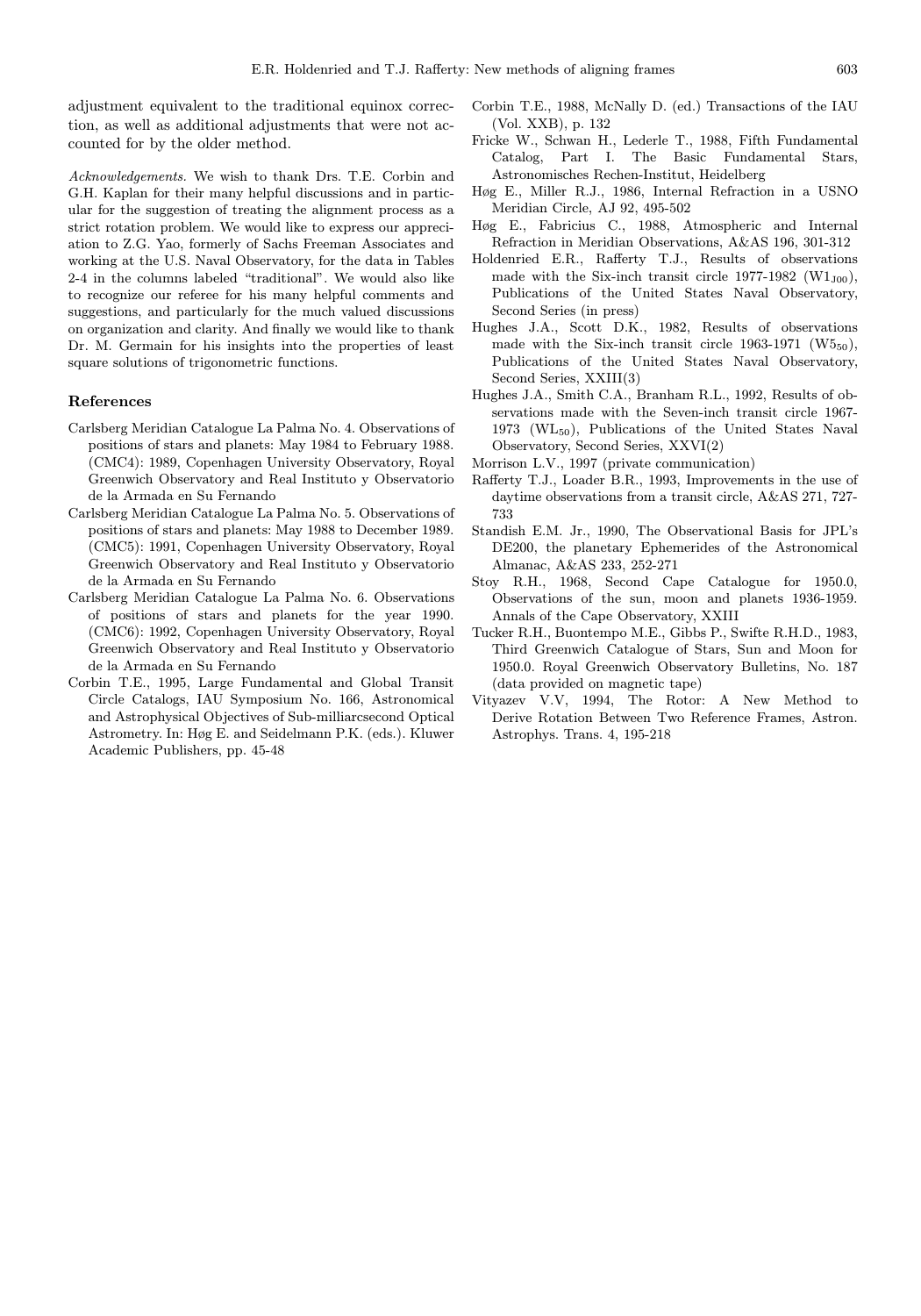adjustment equivalent to the traditional equinox correction, as well as additional adjustments that were not accounted for by the older method.

*Acknowledgements.* We wish to thank Drs. T.E. Corbin and G.H. Kaplan for their many helpful discussions and in particular for the suggestion of treating the alignment process as a strict rotation problem. We would like to express our appreciation to Z.G. Yao, formerly of Sachs Freeman Associates and working at the U.S. Naval Observatory, for the data in Tables 2-4 in the columns labeled "traditional". We would also like to recognize our referee for his many helpful comments and suggestions, and particularly for the much valued discussions on organization and clarity. And finally we would like to thank Dr. M. Germain for his insights into the properties of least square solutions of trigonometric functions.

## References

Carlsberg Meridian Catalogue La Palma No. 4. Observations of positions of stars and planets: May 1984 to February 1988. (CMC4): 1989, Copenhagen University Observatory, Royal Greenwich Observatory and Real Instituto y Observatorio de la Armada en Su Fernando

Carlsberg Meridian Catalogue La Palma No. 5. Observations of positions of stars and planets: May 1988 to December 1989. (CMC5): 1991, Copenhagen University Observatory, Royal Greenwich Observatory and Real Instituto y Observatorio de la Armada en Su Fernando

Carlsberg Meridian Catalogue La Palma No. 6. Observations of positions of stars and planets for the year 1990. (CMC6): 1992, Copenhagen University Observatory, Royal Greenwich Observatory and Real Instituto y Observatorio de la Armada en Su Fernando

Corbin T.E., 1995, Large Fundamental and Global Transit Circle Catalogs, IAU Symposium No. 166, Astronomical and Astrophysical Objectives of Sub-milliarcsecond Optical Astrometry. In: Høg E. and Seidelmann P.K. (eds.). Kluwer Academic Publishers, pp. 45-48

Corbin T.E., 1988, McNally D. (ed.) Transactions of the IAU (Vol. XXB), p. 132

Fricke W., Schwan H., Lederle T., 1988, Fifth Fundamental Catalog, Part I. The Basic Fundamental Stars, Astronomisches Rechen-Institut, Heidelberg

Høg E., Miller R.J., 1986, Internal Refraction in a USNO Meridian Circle, AJ 92, 495-502

Høg E., Fabricius C., 1988, Atmospheric and Internal Refraction in Meridian Observations, A&AS 196, 301-312

Holdenried E.R., Rafferty T.J., Results of observations made with the Six-inch transit circle 1977-1982 ($W1_{J00}$), Publications of the United States Naval Observatory, Second Series (in press)

Hughes J.A., Scott D.K., 1982, Results of observations made with the Six-inch transit circle 1963-1971 ($W5_{50}$), Publications of the United States Naval Observatory, Second Series, XXIII(3)

Hughes J.A., Smith C.A., Branham R.L., 1992, Results of observations made with the Seven-inch transit circle 1967-1973 ($WL_{50}$), Publications of the United States Naval Observatory, Second Series, XXVI(2)

Morrison L.V., 1997 (private communication)

Rafferty T.J., Loader B.R., 1993, Improvements in the use of daytime observations from a transit circle, A&AS 271, 727-733

Standish E.M. Jr., 1990, The Observational Basis for JPL's DE200, the planetary Ephemerides of the Astronomical Almanac, A&AS 233, 252-271

Stoy R.H., 1968, Second Cape Catalogue for 1950.0, Observations of the sun, moon and planets 1936-1959. Annals of the Cape Observatory, XXIII

Tucker R.H., Buontempo M.E., Gibbs P., Swifte R.H.D., 1983, Third Greenwich Catalogue of Stars, Sun and Moon for 1950.0. Royal Greenwich Observatory Bulletins, No. 187 (data provided on magnetic tape)

Vityazev V.V, 1994, The Rotor: A New Method to Derive Rotation Between Two Reference Frames, Astron. Astrophys. Trans. 4, 195-218